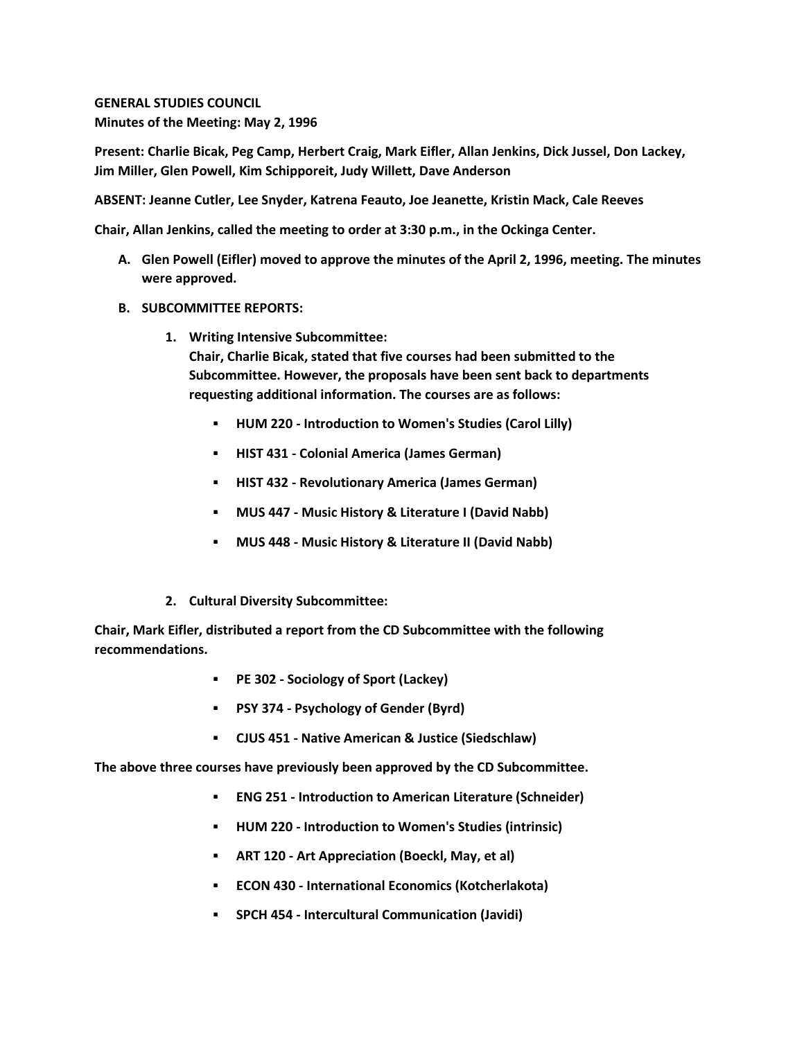**GENERAL STUDIES COUNCIL**
**Minutes of the Meeting: May 2, 1996**

**Present: Charlie Bicak, Peg Camp, Herbert Craig, Mark Eifler, Allan Jenkins, Dick Jussel, Don Lackey, Jim Miller, Glen Powell, Kim Schipporeit, Judy Willett, Dave Anderson**

**ABSENT: Jeanne Cutler, Lee Snyder, Katrena Feauto, Joe Jeanette, Kristin Mack, Cale Reeves**

**Chair, Allan Jenkins, called the meeting to order at 3:30 p.m., in the Ockinga Center.**

A. **Glen Powell (Eifler) moved to approve the minutes of the April 2, 1996, meeting. The minutes were approved.**

B. **SUBCOMMITTEE REPORTS:**

   1. **Writing Intensive Subcommittee:**
      **Chair, Charlie Bicak, stated that five courses had been submitted to the Subcommittee. However, the proposals have been sent back to departments requesting additional information. The courses are as follows:**

      - **HUM 220 - Introduction to Women's Studies (Carol Lilly)**
      - **HIST 431 - Colonial America (James German)**
      - **HIST 432 - Revolutionary America (James German)**
      - **MUS 447 - Music History & Literature I (David Nabb)**
      - **MUS 448 - Music History & Literature II (David Nabb)**

   2. **Cultural Diversity Subcommittee:**

**Chair, Mark Eifler, distributed a report from the CD Subcommittee with the following recommendations.**

- **PE 302 - Sociology of Sport (Lackey)**
- **PSY 374 - Psychology of Gender (Byrd)**
- **CJUS 451 - Native American & Justice (Siedschlaw)**

**The above three courses have previously been approved by the CD Subcommittee.**

- **ENG 251 - Introduction to American Literature (Schneider)**
- **HUM 220 - Introduction to Women's Studies (intrinsic)**
- **ART 120 - Art Appreciation (Boeckl, May, et al)**
- **ECON 430 - International Economics (Kotcherlakota)**
- **SPCH 454 - Intercultural Communication (Javidi)**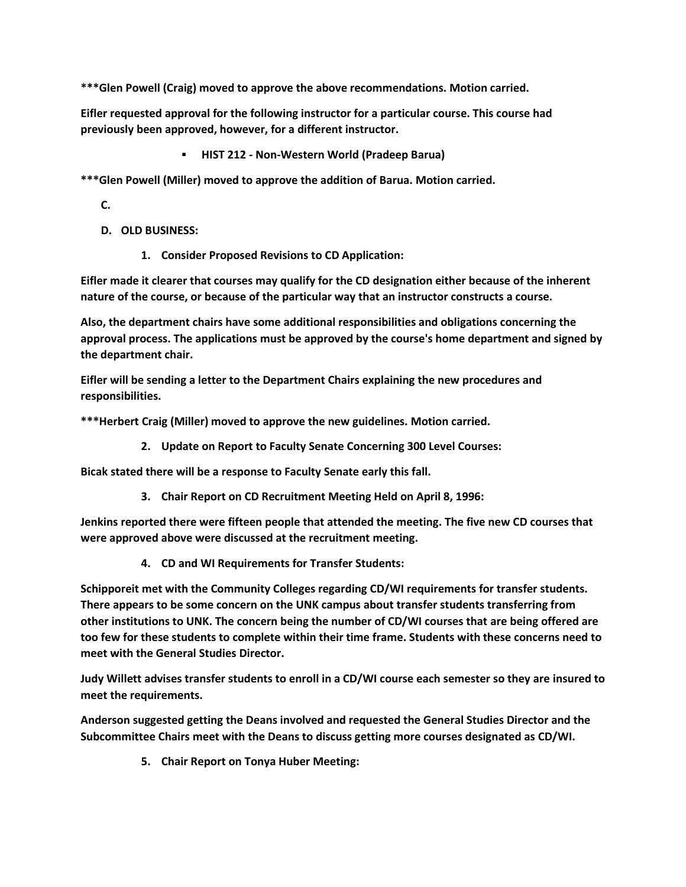**\*\*\*Glen Powell (Craig) moved to approve the above recommendations. Motion carried.**

**Eifler requested approval for the following instructor for a particular course. This course had previously been approved, however, for a different instructor.**

- **HIST 212 - Non-Western World (Pradeep Barua)**

**\*\*\*Glen Powell (Miller) moved to approve the addition of Barua. Motion carried.**

**C.**

**D. OLD BUSINESS:**

**1. Consider Proposed Revisions to CD Application:**

**Eifler made it clearer that courses may qualify for the CD designation either because of the inherent nature of the course, or because of the particular way that an instructor constructs a course.**

**Also, the department chairs have some additional responsibilities and obligations concerning the approval process. The applications must be approved by the course's home department and signed by the department chair.**

**Eifler will be sending a letter to the Department Chairs explaining the new procedures and responsibilities.**

**\*\*\*Herbert Craig (Miller) moved to approve the new guidelines. Motion carried.**

**2. Update on Report to Faculty Senate Concerning 300 Level Courses:**

**Bicak stated there will be a response to Faculty Senate early this fall.**

**3. Chair Report on CD Recruitment Meeting Held on April 8, 1996:**

**Jenkins reported there were fifteen people that attended the meeting. The five new CD courses that were approved above were discussed at the recruitment meeting.**

**4. CD and WI Requirements for Transfer Students:**

**Schipporeit met with the Community Colleges regarding CD/WI requirements for transfer students. There appears to be some concern on the UNK campus about transfer students transferring from other institutions to UNK. The concern being the number of CD/WI courses that are being offered are too few for these students to complete within their time frame. Students with these concerns need to meet with the General Studies Director.**

**Judy Willett advises transfer students to enroll in a CD/WI course each semester so they are insured to meet the requirements.**

**Anderson suggested getting the Deans involved and requested the General Studies Director and the Subcommittee Chairs meet with the Deans to discuss getting more courses designated as CD/WI.**

**5. Chair Report on Tonya Huber Meeting:**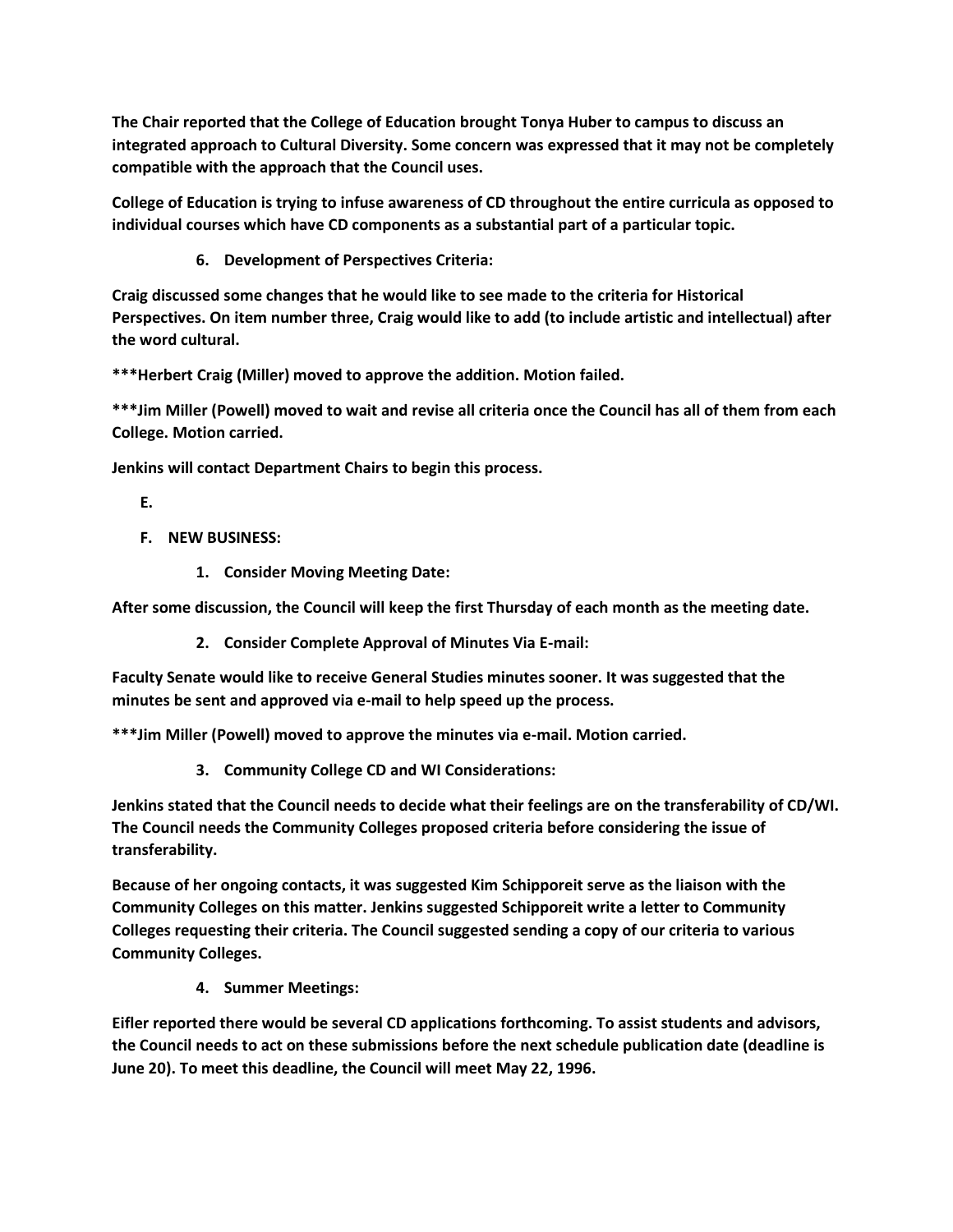**The Chair reported that the College of Education brought Tonya Huber to campus to discuss an integrated approach to Cultural Diversity. Some concern was expressed that it may not be completely compatible with the approach that the Council uses.**

**College of Education is trying to infuse awareness of CD throughout the entire curricula as opposed to individual courses which have CD components as a substantial part of a particular topic.**

6. **Development of Perspectives Criteria:**

**Craig discussed some changes that he would like to see made to the criteria for Historical Perspectives. On item number three, Craig would like to add (to include artistic and intellectual) after the word cultural.**

**\*\*\*Herbert Craig (Miller) moved to approve the addition. Motion failed.**

**\*\*\*Jim Miller (Powell) moved to wait and revise all criteria once the Council has all of them from each College. Motion carried.**

**Jenkins will contact Department Chairs to begin this process.**

**E.**

**F. NEW BUSINESS:**

1. **Consider Moving Meeting Date:**

**After some discussion, the Council will keep the first Thursday of each month as the meeting date.**

2. **Consider Complete Approval of Minutes Via E-mail:**

**Faculty Senate would like to receive General Studies minutes sooner. It was suggested that the minutes be sent and approved via e-mail to help speed up the process.**

**\*\*\*Jim Miller (Powell) moved to approve the minutes via e-mail. Motion carried.**

3. **Community College CD and WI Considerations:**

**Jenkins stated that the Council needs to decide what their feelings are on the transferability of CD/WI. The Council needs the Community Colleges proposed criteria before considering the issue of transferability.**

**Because of her ongoing contacts, it was suggested Kim Schipporeit serve as the liaison with the Community Colleges on this matter. Jenkins suggested Schipporeit write a letter to Community Colleges requesting their criteria. The Council suggested sending a copy of our criteria to various Community Colleges.**

4. **Summer Meetings:**

**Eifler reported there would be several CD applications forthcoming. To assist students and advisors, the Council needs to act on these submissions before the next schedule publication date (deadline is June 20). To meet this deadline, the Council will meet May 22, 1996.**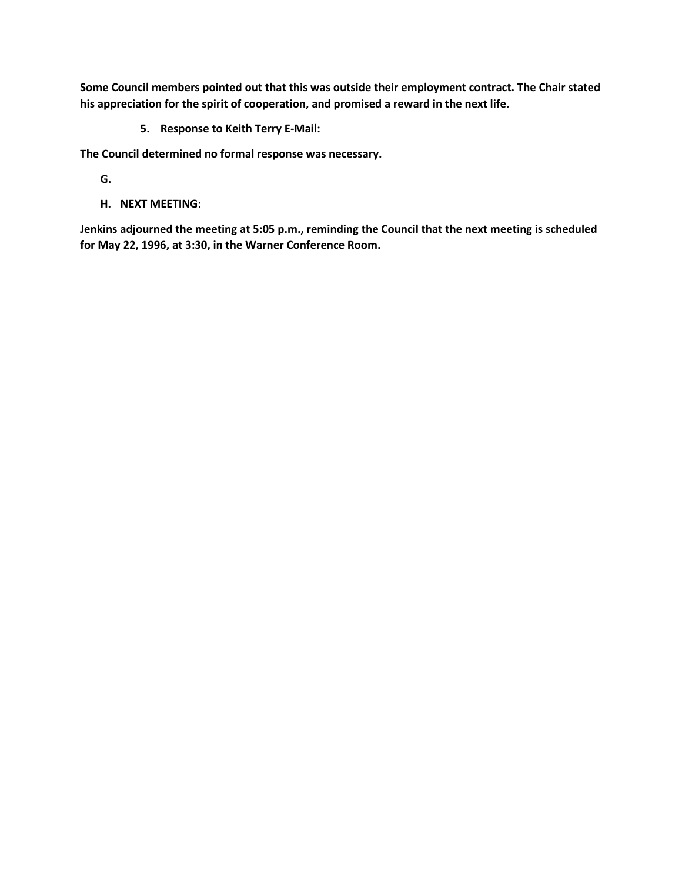**Some Council members pointed out that this was outside their employment contract. The Chair stated his appreciation for the spirit of cooperation, and promised a reward in the next life.**

5. **Response to Keith Terry E-Mail:**

**The Council determined no formal response was necessary.**

**G.**

**H. NEXT MEETING:**

**Jenkins adjourned the meeting at 5:05 p.m., reminding the Council that the next meeting is scheduled for May 22, 1996, at 3:30, in the Warner Conference Room.**